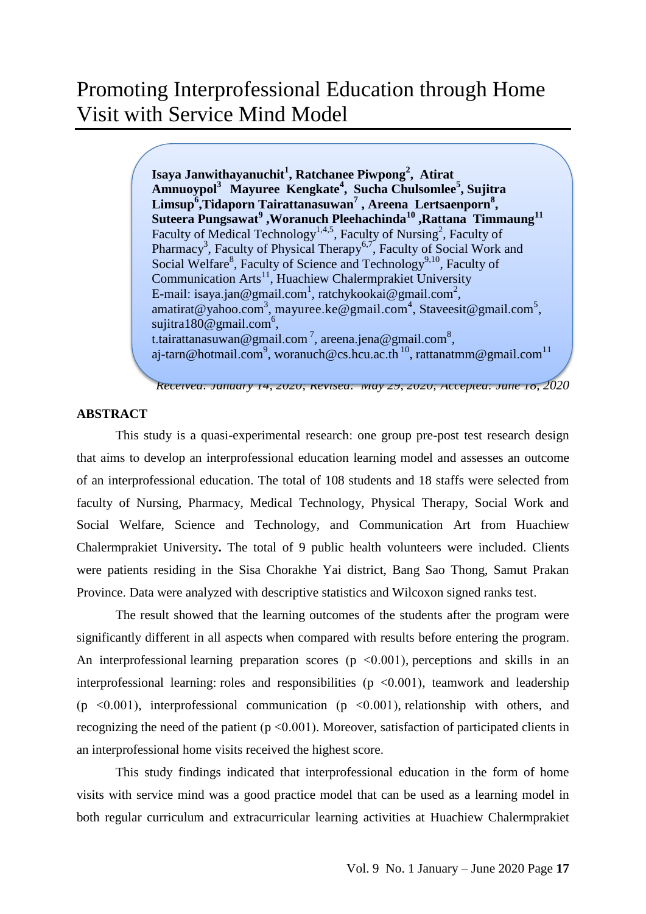# Promoting Interprofessional Education through Home Visit with Service Mind Model

**Isaya Janwithayanuchit[1], Ratchanee Piwpong[2], Atirat Amnuoypol[3] Mayuree Kengkate[4], Sucha Chulsomlee[5], Sujitra Limsup[6], Tidaporn Tairattanasuwan[7], Areena Lertsaenporn[8], Suteera Pungsawat[9], Woranuch Pleehachinda[10], Rattana Timmaung[11]**

Faculty of Medical Technology[1,4,5], Faculty of Nursing[2], Faculty of Pharmacy[3], Faculty of Physical Therapy[6,7], Faculty of Social Work and Social Welfare[8], Faculty of Science and Technology[9,10], Faculty of Communication Arts[11], Huachiew Chalermprakiet University

E-mail: isaya.jan@gmail.com[1], ratchykookai@gmail.com[2], amatirat@yahoo.com[3], mayuree.ke@gmail.com[4], Staveesit@gmail.com[5], sujitra180@gmail.com[6], t.tairattanasuwan@gmail.com[7], areena.jena@gmail.com[8], aj-tarn@hotmail.com[9], woranuch@cs.hcu.ac.th[10], rattanatmm@gmail.com[11]

*Received: January 14, 2020; Revised: May 29, 2020; Accepted: June 18, 2020*

## ABSTRACT

This study is a quasi-experimental research: one group pre-post test research design that aims to develop an interprofessional education learning model and assesses an outcome of an interprofessional education. The total of 108 students and 18 staffs were selected from faculty of Nursing, Pharmacy, Medical Technology, Physical Therapy, Social Work and Social Welfare, Science and Technology, and Communication Art from Huachiew Chalermprakiet University**.** The total of 9 public health volunteers were included. Clients were patients residing in the Sisa Chorakhe Yai district, Bang Sao Thong, Samut Prakan Province. Data were analyzed with descriptive statistics and Wilcoxon signed ranks test.

The result showed that the learning outcomes of the students after the program were significantly different in all aspects when compared with results before entering the program. An interprofessional learning preparation scores ($p < 0.001$), perceptions and skills in an interprofessional learning: roles and responsibilities ($p < 0.001$), teamwork and leadership ($p < 0.001$), interprofessional communication ($p < 0.001$), relationship with others, and recognizing the need of the patient ($p < 0.001$). Moreover, satisfaction of participated clients in an interprofessional home visits received the highest score.

This study findings indicated that interprofessional education in the form of home visits with service mind was a good practice model that can be used as a learning model in both regular curriculum and extracurricular learning activities at Huachiew Chalermprakiet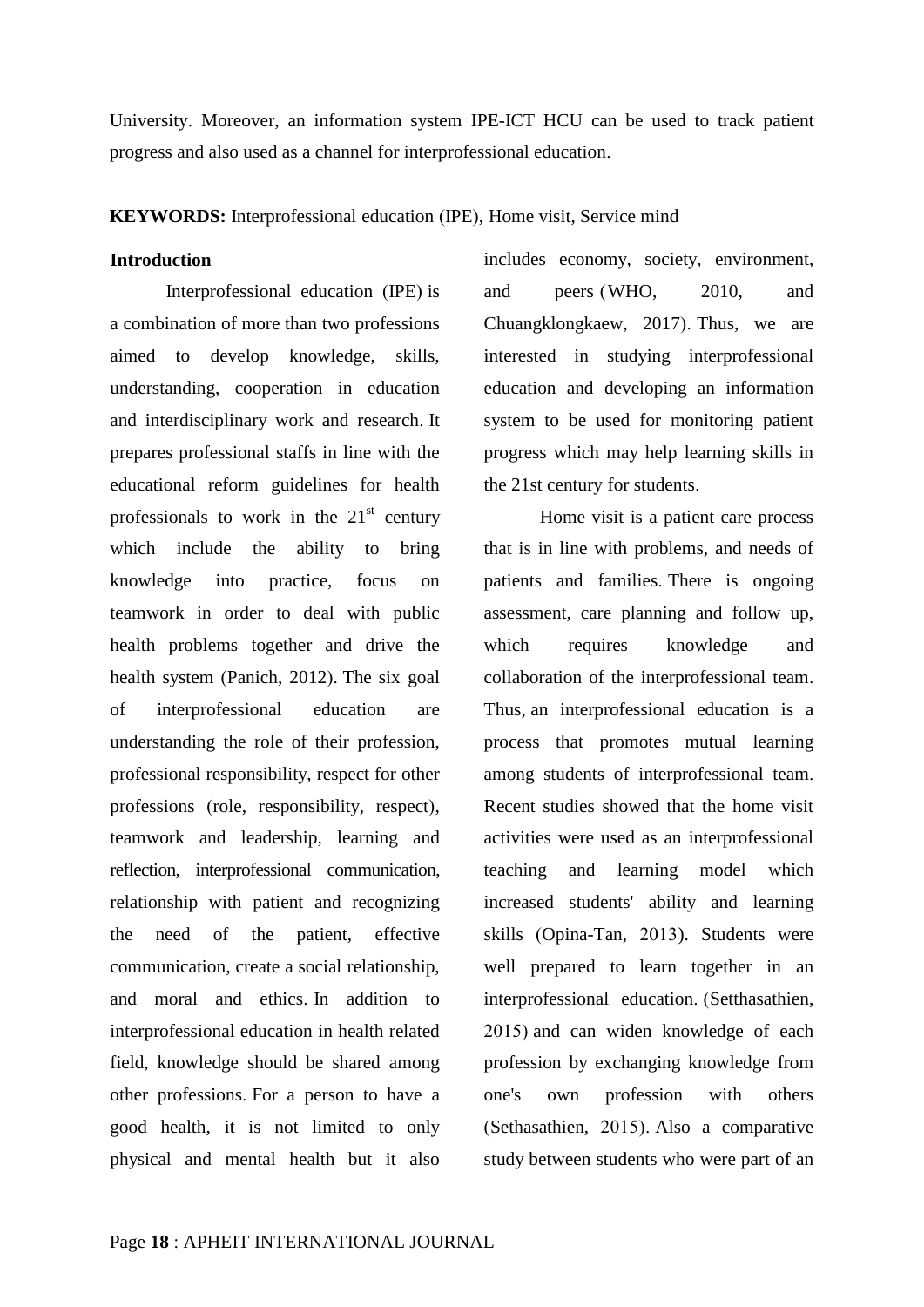University. Moreover, an information system IPE-ICT HCU can be used to track patient progress and also used as a channel for interprofessional education.

**KEYWORDS:** Interprofessional education (IPE), Home visit, Service mind

**Introduction**

Interprofessional education (IPE) is a combination of more than two professions aimed to develop knowledge, skills, understanding, cooperation in education and interdisciplinary work and research. It prepares professional staffs in line with the educational reform guidelines for health professionals to work in the $21^{st}$ century which include the ability to bring knowledge into practice, focus on teamwork in order to deal with public health problems together and drive the health system (Panich, 2012). The six goal of interprofessional education are understanding the role of their profession, professional responsibility, respect for other professions (role, responsibility, respect), teamwork and leadership, learning and reflection, interprofessional communication, relationship with patient and recognizing the need of the patient, effective communication, create a social relationship, and moral and ethics. In addition to interprofessional education in health related field, knowledge should be shared among other professions. For a person to have a good health, it is not limited to only physical and mental health but it also includes economy, society, environment, and peers (WHO, 2010, and Chuangklongkaew, 2017). Thus, we are interested in studying interprofessional education and developing an information system to be used for monitoring patient progress which may help learning skills in the 21st century for students.

Home visit is a patient care process that is in line with problems, and needs of patients and families. There is ongoing assessment, care planning and follow up, which requires knowledge and collaboration of the interprofessional team. Thus, an interprofessional education is a process that promotes mutual learning among students of interprofessional team. Recent studies showed that the home visit activities were used as an interprofessional teaching and learning model which increased students' ability and learning skills (Opina-Tan, 2013). Students were well prepared to learn together in an interprofessional education. (Setthasathien, 2015) and can widen knowledge of each profession by exchanging knowledge from one's own profession with others (Sethasathien, 2015). Also a comparative study between students who were part of an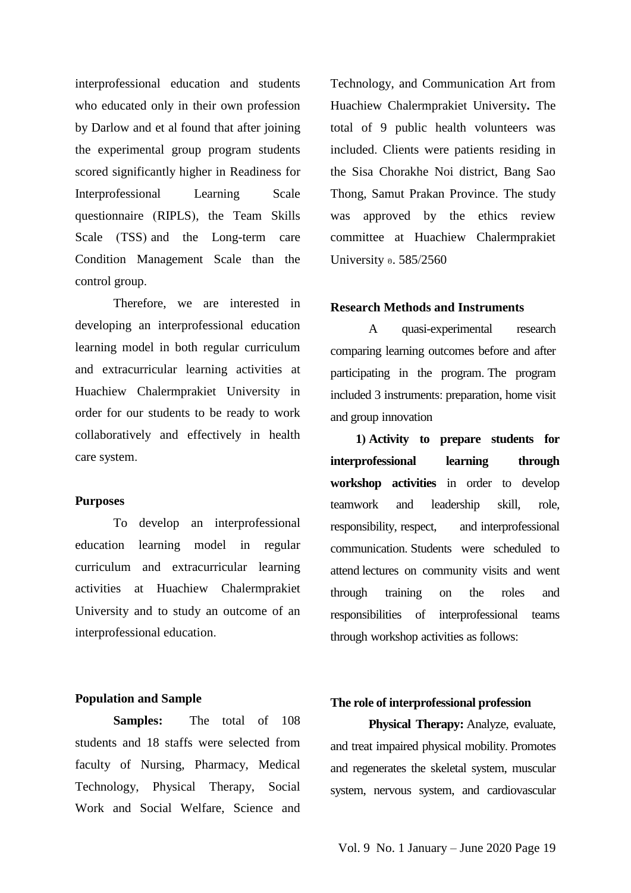interprofessional education and students who educated only in their own profession by Darlow and et al found that after joining the experimental group program students scored significantly higher in Readiness for Interprofessional Learning Scale questionnaire (RIPLS), the Team Skills Scale (TSS) and the Long-term care Condition Management Scale than the control group.

Therefore, we are interested in developing an interprofessional education learning model in both regular curriculum and extracurricular learning activities at Huachiew Chalermprakiet University in order for our students to be ready to work collaboratively and effectively in health care system.

**Purposes**

To develop an interprofessional education learning model in regular curriculum and extracurricular learning activities at Huachiew Chalermprakiet University and to study an outcome of an interprofessional education.

**Population and Sample**

**Samples:** The total of 108 students and 18 staffs were selected from faculty of Nursing, Pharmacy, Medical Technology, Physical Therapy, Social Work and Social Welfare, Science and Technology, and Communication Art from Huachiew Chalermprakiet University**.** The total of 9 public health volunteers was included. Clients were patients residing in the Sisa Chorakhe Noi district, Bang Sao Thong, Samut Prakan Province. The study was approved by the ethics review committee at Huachiew Chalermprakiet University อ. 585/2560

**Research Methods and Instruments**

A quasi-experimental research comparing learning outcomes before and after participating in the program. The program included 3 instruments: preparation, home visit and group innovation

**1) Activity to prepare students for interprofessional learning through workshop activities** in order to develop teamwork and leadership skill, role, responsibility, respect, and interprofessional communication. Students were scheduled to attend lectures on community visits and went through training on the roles and responsibilities of interprofessional teams through workshop activities as follows:

**The role of interprofessional profession**

**Physical Therapy:** Analyze, evaluate, and treat impaired physical mobility. Promotes and regenerates the skeletal system, muscular system, nervous system, and cardiovascular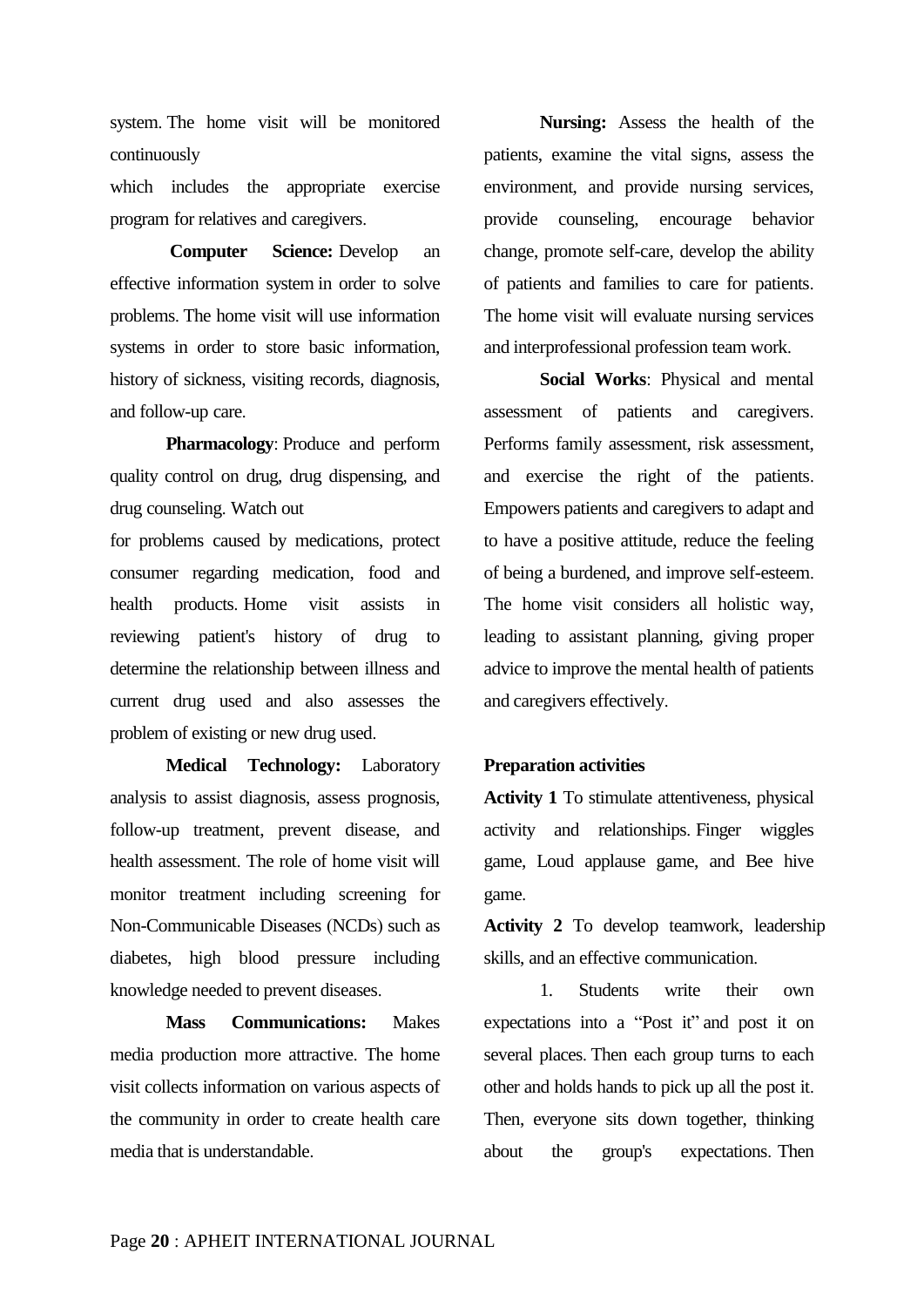system. The home visit will be monitored continuously which includes the appropriate exercise program for relatives and caregivers.

**Computer Science:** Develop an effective information system in order to solve problems. The home visit will use information systems in order to store basic information, history of sickness, visiting records, diagnosis, and follow-up care.

**Pharmacology**: Produce and perform quality control on drug, drug dispensing, and drug counseling. Watch out for problems caused by medications, protect consumer regarding medication, food and health products. Home visit assists in reviewing patient's history of drug to determine the relationship between illness and current drug used and also assesses the problem of existing or new drug used.

**Medical Technology:** Laboratory analysis to assist diagnosis, assess prognosis, follow-up treatment, prevent disease, and health assessment. The role of home visit will monitor treatment including screening for Non-Communicable Diseases (NCDs) such as diabetes, high blood pressure including knowledge needed to prevent diseases.

**Mass Communications:** Makes media production more attractive. The home visit collects information on various aspects of the community in order to create health care media that is understandable.

**Nursing:** Assess the health of the patients, examine the vital signs, assess the environment, and provide nursing services, provide counseling, encourage behavior change, promote self-care, develop the ability of patients and families to care for patients. The home visit will evaluate nursing services and interprofessional profession team work.

**Social Works**: Physical and mental assessment of patients and caregivers. Performs family assessment, risk assessment, and exercise the right of the patients. Empowers patients and caregivers to adapt and to have a positive attitude, reduce the feeling of being a burdened, and improve self-esteem. The home visit considers all holistic way, leading to assistant planning, giving proper advice to improve the mental health of patients and caregivers effectively.

**Preparation activities**

**Activity 1** To stimulate attentiveness, physical activity and relationships. Finger wiggles game, Loud applause game, and Bee hive game.

**Activity 2** To develop teamwork, leadership skills, and an effective communication.

1. Students write their own expectations into a "Post it" and post it on several places. Then each group turns to each other and holds hands to pick up all the post it. Then, everyone sits down together, thinking about the group's expectations. Then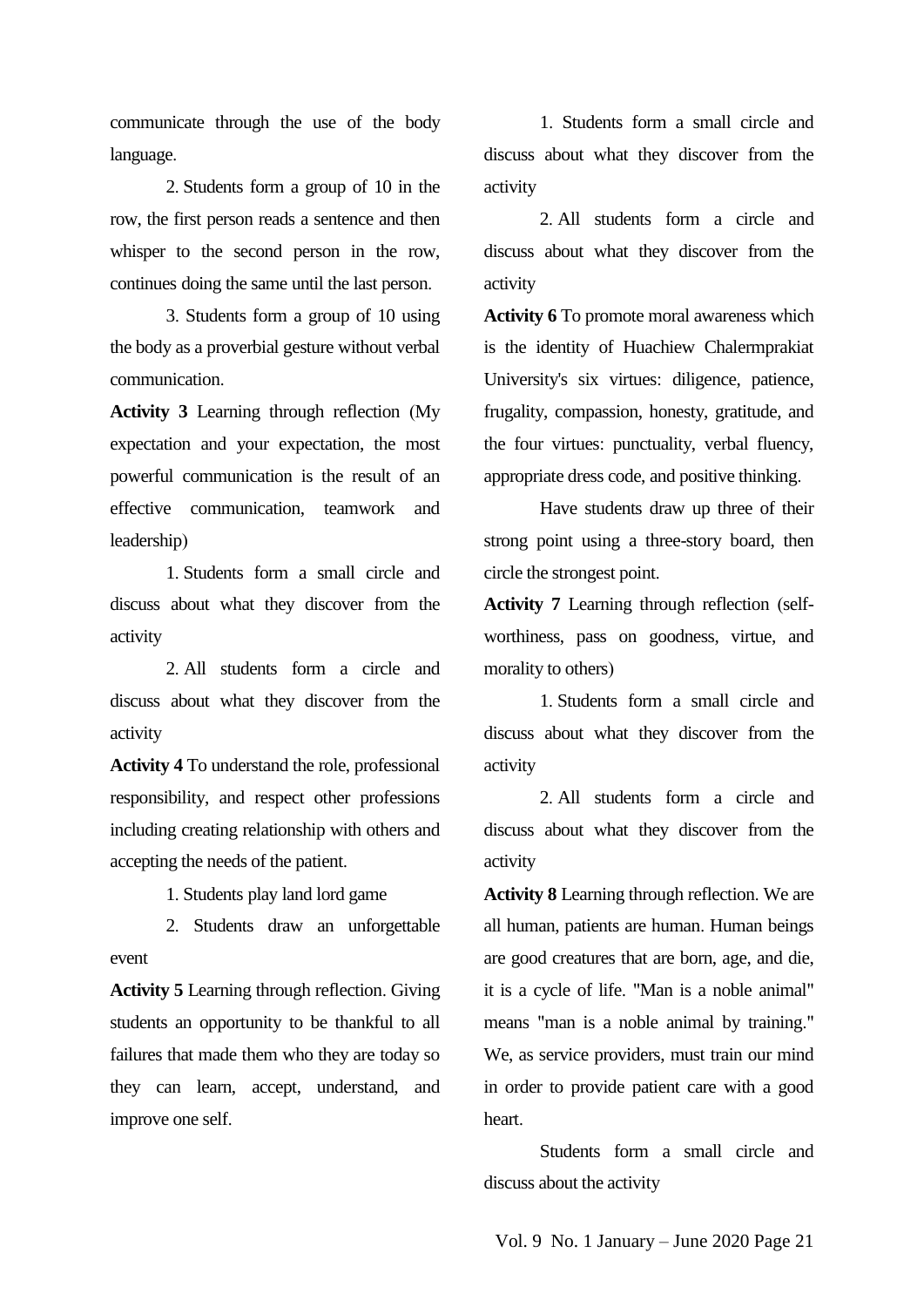communicate through the use of the body language.

2. Students form a group of 10 in the row, the first person reads a sentence and then whisper to the second person in the row, continues doing the same until the last person.

3. Students form a group of 10 using the body as a proverbial gesture without verbal communication.

**Activity 3** Learning through reflection (My expectation and your expectation, the most powerful communication is the result of an effective communication, teamwork and leadership)

1. Students form a small circle and discuss about what they discover from the activity

2. All students form a circle and discuss about what they discover from the activity

**Activity 4** To understand the role, professional responsibility, and respect other professions including creating relationship with others and accepting the needs of the patient.

1. Students play land lord game

2. Students draw an unforgettable event

**Activity 5** Learning through reflection. Giving students an opportunity to be thankful to all failures that made them who they are today so they can learn, accept, understand, and improve one self.

1. Students form a small circle and discuss about what they discover from the activity

2. All students form a circle and discuss about what they discover from the activity

**Activity 6** To promote moral awareness which is the identity of Huachiew Chalermprakiat University's six virtues: diligence, patience, frugality, compassion, honesty, gratitude, and the four virtues: punctuality, verbal fluency, appropriate dress code, and positive thinking.

Have students draw up three of their strong point using a three-story board, then circle the strongest point.

**Activity 7** Learning through reflection (self-worthiness, pass on goodness, virtue, and morality to others)

1. Students form a small circle and discuss about what they discover from the activity

2. All students form a circle and discuss about what they discover from the activity

**Activity 8** Learning through reflection. We are all human, patients are human. Human beings are good creatures that are born, age, and die, it is a cycle of life. "Man is a noble animal" means "man is a noble animal by training." We, as service providers, must train our mind in order to provide patient care with a good heart.

Students form a small circle and discuss about the activity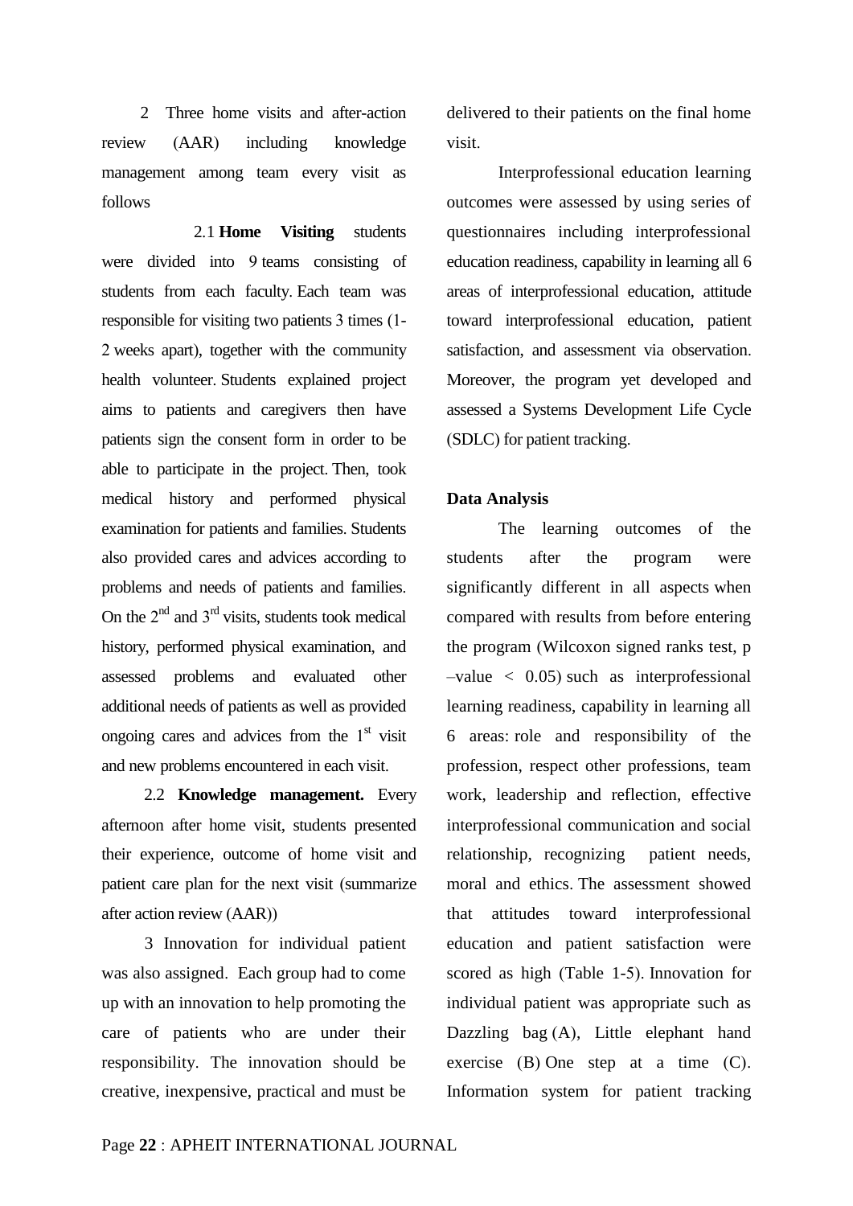2 Three home visits and after-action review (AAR) including knowledge management among team every visit as follows

2.1 **Home Visiting** students were divided into 9 teams consisting of students from each faculty. Each team was responsible for visiting two patients 3 times (1-2 weeks apart), together with the community health volunteer. Students explained project aims to patients and caregivers then have patients sign the consent form in order to be able to participate in the project. Then, took medical history and performed physical examination for patients and families. Students also provided cares and advices according to problems and needs of patients and families. On the 2nd and 3rd visits, students took medical history, performed physical examination, and assessed problems and evaluated other additional needs of patients as well as provided ongoing cares and advices from the 1st visit and new problems encountered in each visit.

2.2 **Knowledge management.** Every afternoon after home visit, students presented their experience, outcome of home visit and patient care plan for the next visit (summarize after action review (AAR))

3 Innovation for individual patient was also assigned. Each group had to come up with an innovation to help promoting the care of patients who are under their responsibility. The innovation should be creative, inexpensive, practical and must be delivered to their patients on the final home visit.

Interprofessional education learning outcomes were assessed by using series of questionnaires including interprofessional education readiness, capability in learning all 6 areas of interprofessional education, attitude toward interprofessional education, patient satisfaction, and assessment via observation. Moreover, the program yet developed and assessed a Systems Development Life Cycle (SDLC) for patient tracking.

**Data Analysis**

The learning outcomes of the students after the program were significantly different in all aspects when compared with results from before entering the program (Wilcoxon signed ranks test, p –value $< 0.05$) such as interprofessional learning readiness, capability in learning all 6 areas: role and responsibility of the profession, respect other professions, team work, leadership and reflection, effective interprofessional communication and social relationship, recognizing patient needs, moral and ethics. The assessment showed that attitudes toward interprofessional education and patient satisfaction were scored as high (Table 1-5). Innovation for individual patient was appropriate such as Dazzling bag (A), Little elephant hand exercise (B) One step at a time (C). Information system for patient tracking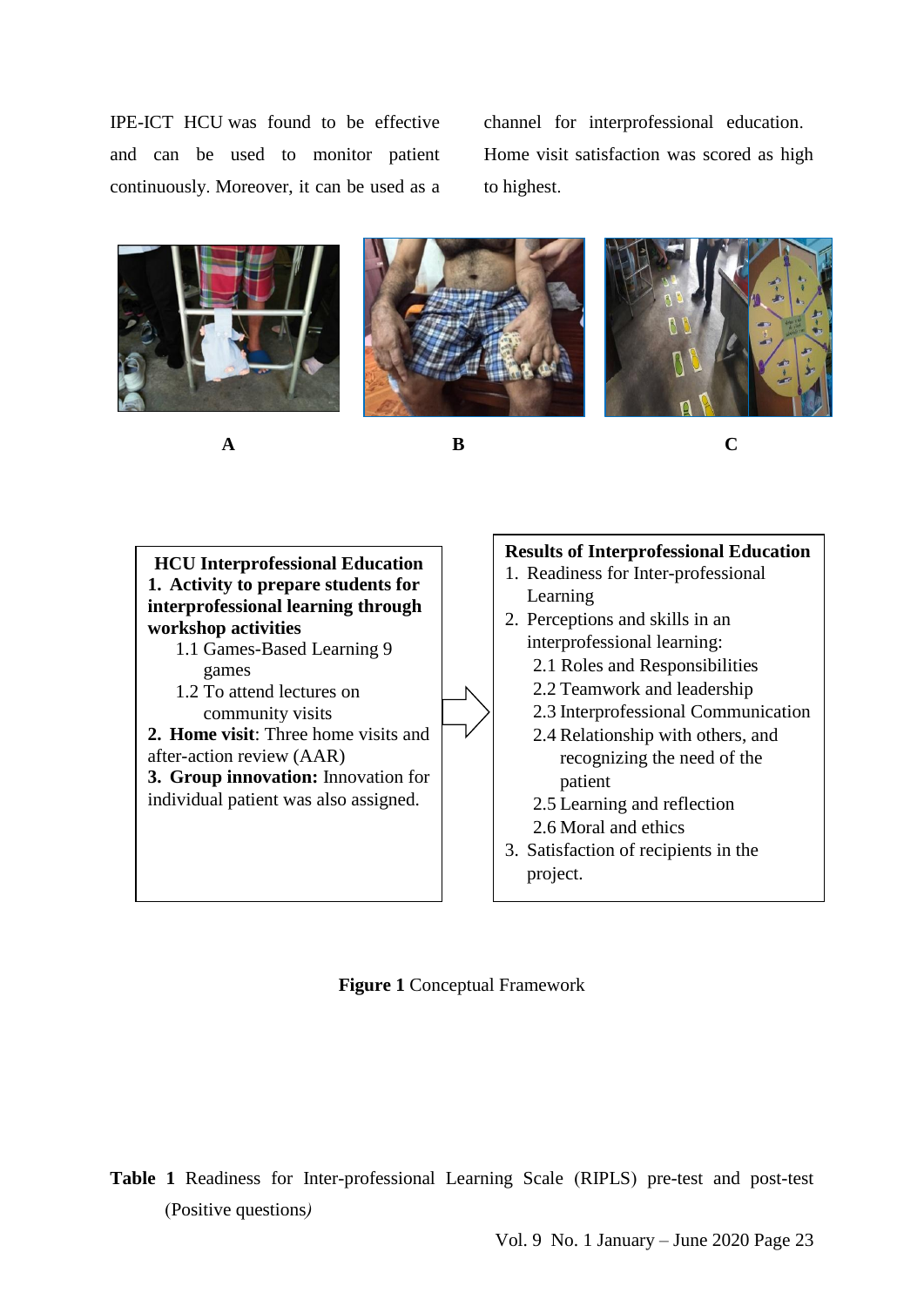IPE-ICT HCU was found to be effective and can be used to monitor patient continuously. Moreover, it can be used as a channel for interprofessional education. Home visit satisfaction was scored as high to highest.

A B C

**HCU Interprofessional Education**

**1. Activity to prepare students for interprofessional learning through workshop activities**

- 1.1 Games-Based Learning 9 games
- 1.2 To attend lectures on community visits

**2. Home visit**: Three home visits and after-action review (AAR)

**3. Group innovation:** Innovation for individual patient was also assigned.

**Results of Interprofessional Education**

1. Readiness for Inter-professional Learning
2. Perceptions and skills in an interprofessional learning:
   - 2.1 Roles and Responsibilities
   - 2.2 Teamwork and leadership
   - 2.3 Interprofessional Communication
   - 2.4 Relationship with others, and recognizing the need of the patient
   - 2.5 Learning and reflection
   - 2.6 Moral and ethics
3. Satisfaction of recipients in the project.

**Figure 1** Conceptual Framework

**Table 1** Readiness for Inter-professional Learning Scale (RIPLS) pre-test and post-test (Positive questions*)*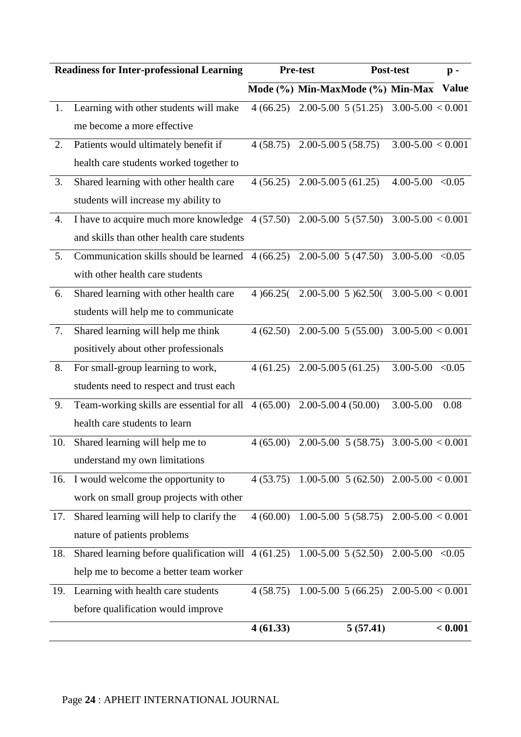| | Readiness for Inter-professional Learning | Pre-test | | Post-test | | p - Value |
|---|---|---|---|---|---|---|
| | | Mode (%) | Min-Max | Mode (%) | Min-Max | |
| 1. | Learning with other students will make me become a more effective | 4 (66.25) | 2.00-5.00 | 5 (51.25) | 3.00-5.00 | < 0.001 |
| 2. | Patients would ultimately benefit if health care students worked together to | 4 (58.75) | 2.00-5.00 | 5 (58.75) | 3.00-5.00 | < 0.001 |
| 3. | Shared learning with other health care students will increase my ability to | 4 (56.25) | 2.00-5.00 | 5 (61.25) | 4.00-5.00 | <0.05 |
| 4. | I have to acquire much more knowledge and skills than other health care students | 4 (57.50) | 2.00-5.00 | 5 (57.50) | 3.00-5.00 | < 0.001 |
| 5. | Communication skills should be learned with other health care students | 4 (66.25) | 2.00-5.00 | 5 (47.50) | 3.00-5.00 | <0.05 |
| 6. | Shared learning with other health care students will help me to communicate | 4 )66.25( | 2.00-5.00 | 5 )62.50( | 3.00-5.00 | < 0.001 |
| 7. | Shared learning will help me think positively about other professionals | 4 (62.50) | 2.00-5.00 | 5 (55.00) | 3.00-5.00 | < 0.001 |
| 8. | For small-group learning to work, students need to respect and trust each | 4 (61.25) | 2.00-5.00 | 5 (61.25) | 3.00-5.00 | <0.05 |
| 9. | Team-working skills are essential for all health care students to learn | 4 (65.00) | 2.00-5.00 | 4 (50.00) | 3.00-5.00 | 0.08 |
| 10. | Shared learning will help me to understand my own limitations | 4 (65.00) | 2.00-5.00 | 5 (58.75) | 3.00-5.00 | < 0.001 |
| 16. | I would welcome the opportunity to work on small group projects with other | 4 (53.75) | 1.00-5.00 | 5 (62.50) | 2.00-5.00 | < 0.001 |
| 17. | Shared learning will help to clarify the nature of patients problems | 4 (60.00) | 1.00-5.00 | 5 (58.75) | 2.00-5.00 | < 0.001 |
| 18. | Shared learning before qualification will help me to become a better team worker | 4 (61.25) | 1.00-5.00 | 5 (52.50) | 2.00-5.00 | <0.05 |
| 19. | Learning with health care students before qualification would improve | 4 (58.75) | 1.00-5.00 | 5 (66.25) | 2.00-5.00 | < 0.001 |
| | | **4 (61.33)** | | **5 (57.41)** | | **< 0.001** |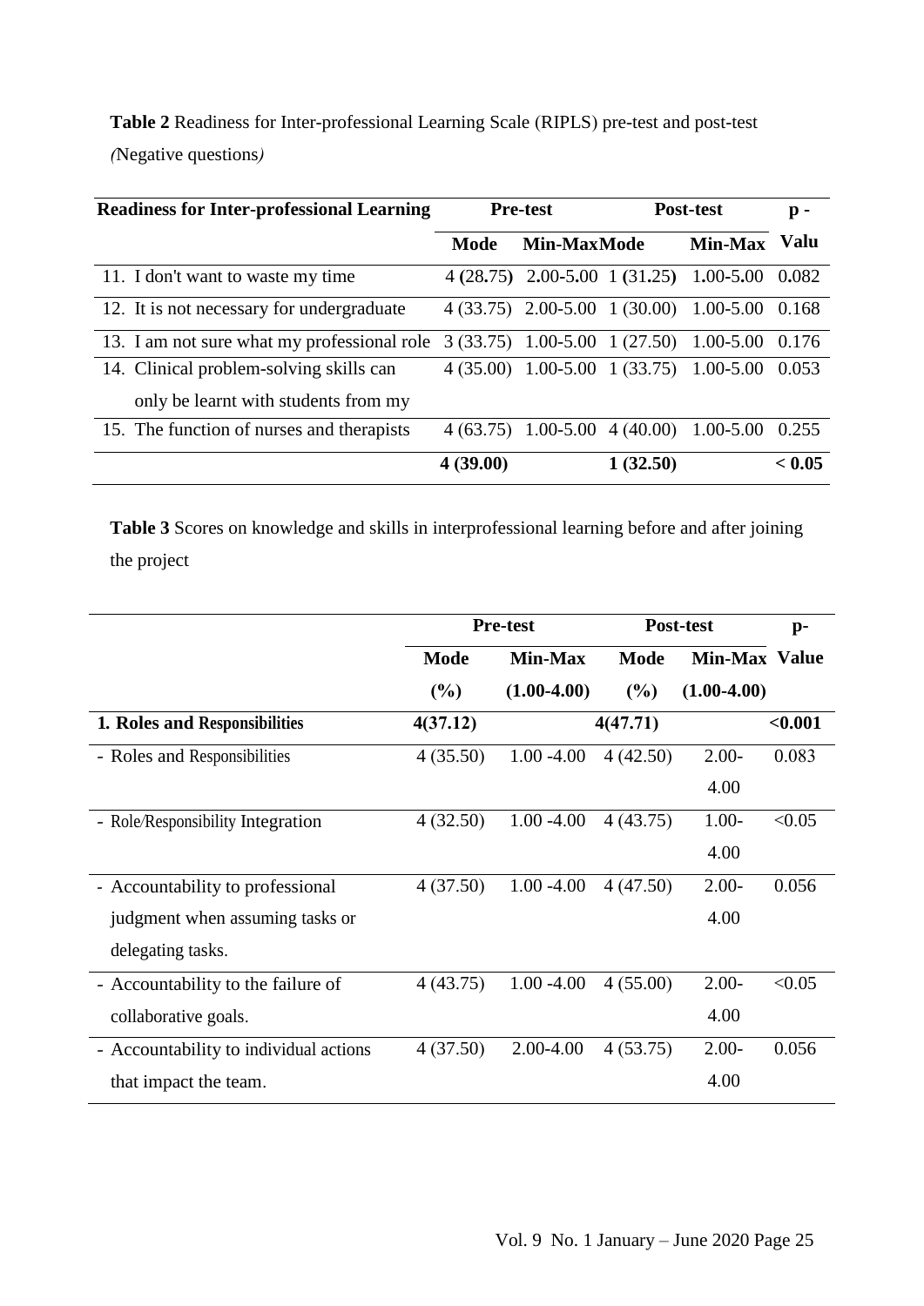**Table 2** Readiness for Inter-professional Learning Scale (RIPLS) pre-test and post-test *(*Negative questions*)*

| Readiness for Inter-professional Learning | Pre-test | | Post-test | | p - |
|---|---|---|---|---|---|
| | Mode | Min-Max | Mode | Min-Max | Valu |
| 11. I don't want to waste my time | 4 (28.75) | 2.00-5.00 | 1 (31.25) | 1.00-5.00 | 0.082 |
| 12. It is not necessary for undergraduate | 4 (33.75) | 2.00-5.00 | 1 (30.00) | 1.00-5.00 | 0.168 |
| 13. I am not sure what my professional role | 3 (33.75) | 1.00-5.00 | 1 (27.50) | 1.00-5.00 | 0.176 |
| 14. Clinical problem-solving skills can only be learnt with students from my | 4 (35.00) | 1.00-5.00 | 1 (33.75) | 1.00-5.00 | 0.053 |
| 15. The function of nurses and therapists | 4 (63.75) | 1.00-5.00 | 4 (40.00) | 1.00-5.00 | 0.255 |
| | **4 (39.00)** | | **1 (32.50)** | | **< 0.05** |

**Table 3** Scores on knowledge and skills in interprofessional learning before and after joining the project

| | Pre-test | | Post-test | | p- |
|---|---|---|---|---|---|
| | Mode | Min-Max | Mode | Min-Max | Value |
| | (%) | (1.00-4.00) | (%) | (1.00-4.00) | |
| **1. Roles and Responsibilities** | **4(37.12)** | | **4(47.71)** | | **<0.001** |
| - Roles and Responsibilities | 4 (35.50) | 1.00 -4.00 | 4 (42.50) | 2.00-4.00 | 0.083 |
| - Role/Responsibility Integration | 4 (32.50) | 1.00 -4.00 | 4 (43.75) | 1.00-4.00 | <0.05 |
| - Accountability to professional judgment when assuming tasks or delegating tasks. | 4 (37.50) | 1.00 -4.00 | 4 (47.50) | 2.00-4.00 | 0.056 |
| - Accountability to the failure of collaborative goals. | 4 (43.75) | 1.00 -4.00 | 4 (55.00) | 2.00-4.00 | <0.05 |
| - Accountability to individual actions that impact the team. | 4 (37.50) | 2.00-4.00 | 4 (53.75) | 2.00-4.00 | 0.056 |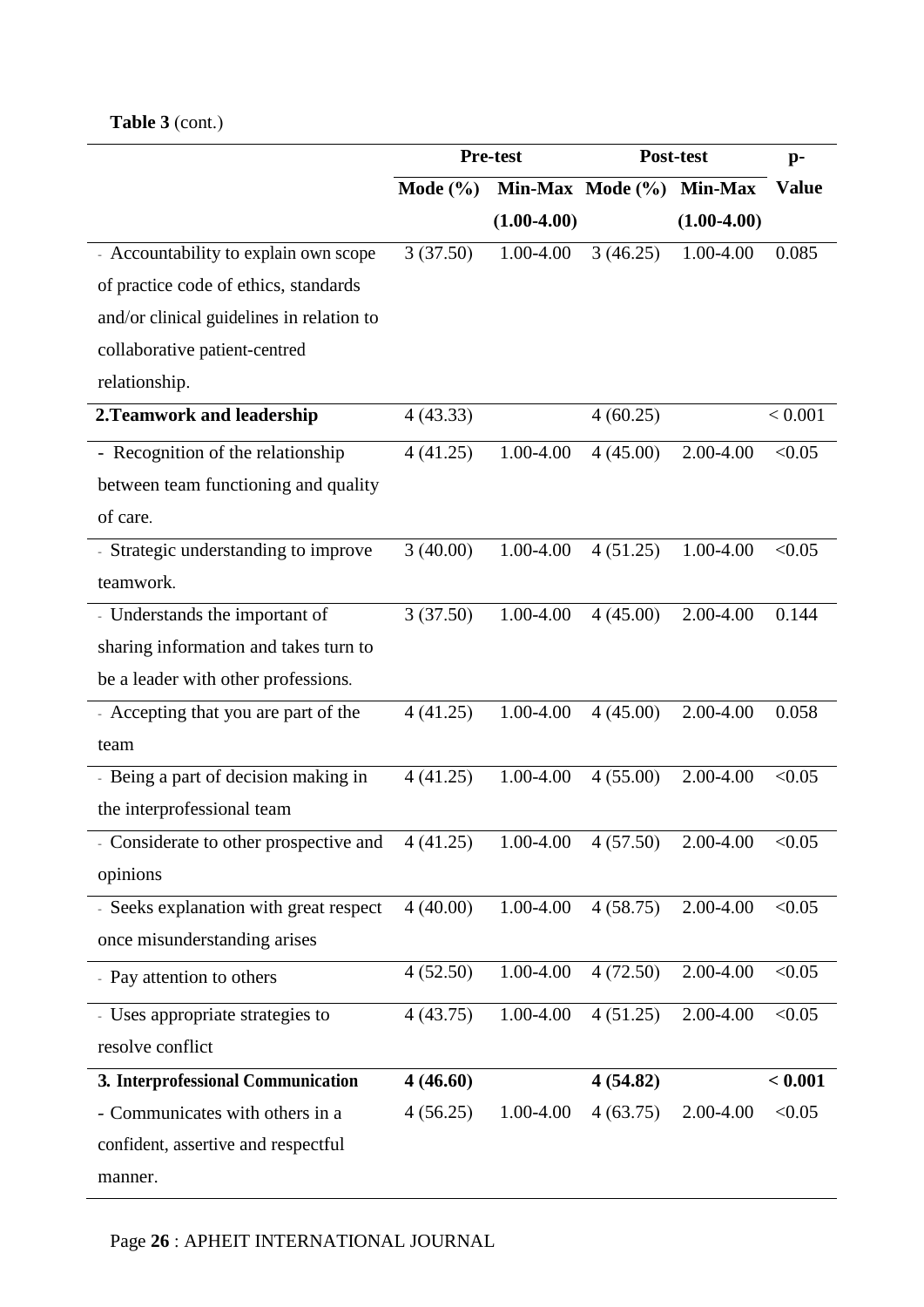**Table 3** (cont.)

| | Pre-test | | Post-test | | p-Value |
|---|---|---|---|---|---|
| | Mode (%) | Min-Max (1.00-4.00) | Mode (%) | Min-Max (1.00-4.00) | |
| - Accountability to explain own scope of practice code of ethics, standards and/or clinical guidelines in relation to collaborative patient-centred relationship. | 3 (37.50) | 1.00-4.00 | 3 (46.25) | 1.00-4.00 | 0.085 |
| **2.Teamwork and leadership** | 4 (43.33) | | 4 (60.25) | | < 0.001 |
| - Recognition of the relationship between team functioning and quality of care. | 4 (41.25) | 1.00-4.00 | 4 (45.00) | 2.00-4.00 | <0.05 |
| - Strategic understanding to improve teamwork. | 3 (40.00) | 1.00-4.00 | 4 (51.25) | 1.00-4.00 | <0.05 |
| - Understands the important of sharing information and takes turn to be a leader with other professions. | 3 (37.50) | 1.00-4.00 | 4 (45.00) | 2.00-4.00 | 0.144 |
| - Accepting that you are part of the team | 4 (41.25) | 1.00-4.00 | 4 (45.00) | 2.00-4.00 | 0.058 |
| - Being a part of decision making in the interprofessional team | 4 (41.25) | 1.00-4.00 | 4 (55.00) | 2.00-4.00 | <0.05 |
| - Considerate to other prospective and opinions | 4 (41.25) | 1.00-4.00 | 4 (57.50) | 2.00-4.00 | <0.05 |
| - Seeks explanation with great respect once misunderstanding arises | 4 (40.00) | 1.00-4.00 | 4 (58.75) | 2.00-4.00 | <0.05 |
| - Pay attention to others | 4 (52.50) | 1.00-4.00 | 4 (72.50) | 2.00-4.00 | <0.05 |
| - Uses appropriate strategies to resolve conflict | 4 (43.75) | 1.00-4.00 | 4 (51.25) | 2.00-4.00 | <0.05 |
| **3. Interprofessional Communication** | **4 (46.60)** | | **4 (54.82)** | | **< 0.001** |
| - Communicates with others in a confident, assertive and respectful manner. | 4 (56.25) | 1.00-4.00 | 4 (63.75) | 2.00-4.00 | <0.05 |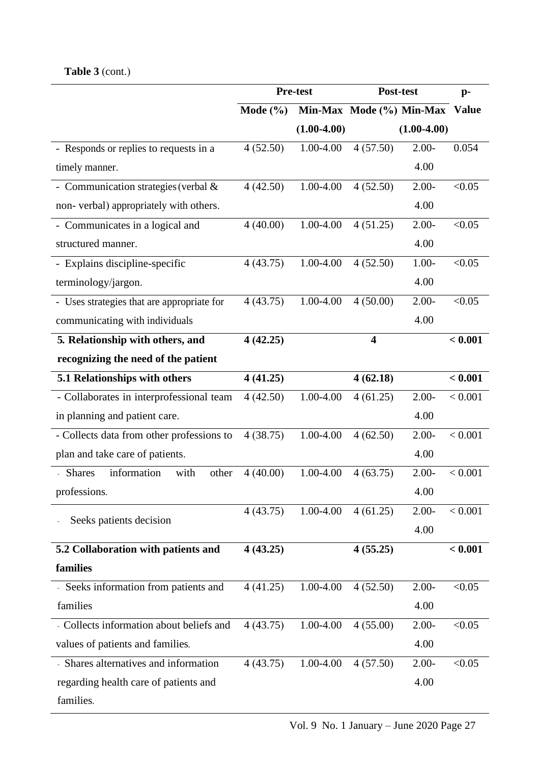**Table 3** (cont.)

| | Pre-test | | Post-test | | p-Value |
|---|---|---|---|---|---|
| | Mode (%) | Min-Max (1.00-4.00) | Mode (%) | Min-Max (1.00-4.00) | |
| - Responds or replies to requests in a timely manner. | 4 (52.50) | 1.00-4.00 | 4 (57.50) | 2.00-4.00 | 0.054 |
| - Communication strategies (verbal & non- verbal) appropriately with others. | 4 (42.50) | 1.00-4.00 | 4 (52.50) | 2.00-4.00 | <0.05 |
| - Communicates in a logical and structured manner. | 4 (40.00) | 1.00-4.00 | 4 (51.25) | 2.00-4.00 | <0.05 |
| - Explains discipline-specific terminology/jargon. | 4 (43.75) | 1.00-4.00 | 4 (52.50) | 1.00-4.00 | <0.05 |
| - Uses strategies that are appropriate for communicating with individuals | 4 (43.75) | 1.00-4.00 | 4 (50.00) | 2.00-4.00 | <0.05 |
| **5. Relationship with others, and recognizing the need of the patient** | **4 (42.25)** | | **4** | | **< 0.001** |
| **5.1 Relationships with others** | **4 (41.25)** | | **4 (62.18)** | | **< 0.001** |
| - Collaborates in interprofessional team in planning and patient care. | 4 (42.50) | 1.00-4.00 | 4 (61.25) | 2.00-4.00 | < 0.001 |
| - Collects data from other professions to plan and take care of patients. | 4 (38.75) | 1.00-4.00 | 4 (62.50) | 2.00-4.00 | < 0.001 |
| - Shares information with other professions. | 4 (40.00) | 1.00-4.00 | 4 (63.75) | 2.00-4.00 | < 0.001 |
| - Seeks patients decision | 4 (43.75) | 1.00-4.00 | 4 (61.25) | 2.00-4.00 | < 0.001 |
| **5.2 Collaboration with patients and families** | **4 (43.25)** | | **4 (55.25)** | | **< 0.001** |
| - Seeks information from patients and families | 4 (41.25) | 1.00-4.00 | 4 (52.50) | 2.00-4.00 | <0.05 |
| - Collects information about beliefs and values of patients and families. | 4 (43.75) | 1.00-4.00 | 4 (55.00) | 2.00-4.00 | <0.05 |
| - Shares alternatives and information regarding health care of patients and families. | 4 (43.75) | 1.00-4.00 | 4 (57.50) | 2.00-4.00 | <0.05 |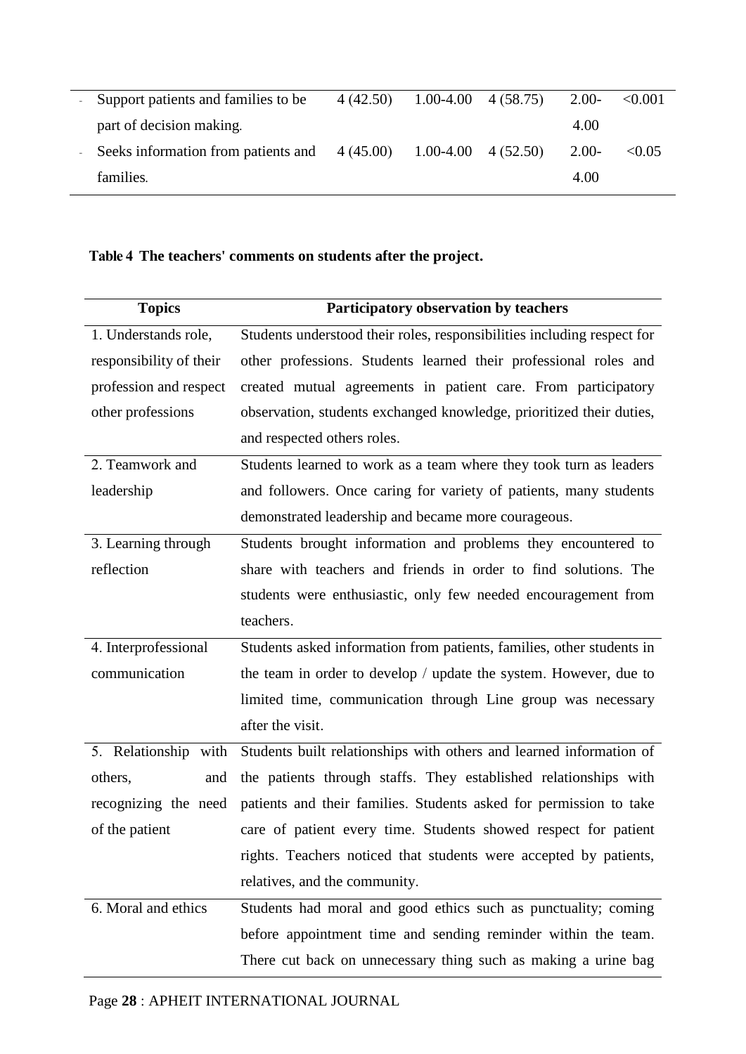| | | | | |
|---|---|---|---|---|
| - Support patients and families to be part of decision making. | 4 (42.50) | 1.00-4.00 | 4 (58.75) | 2.00-4.00 | <0.001 |
| - Seeks information from patients and families. | 4 (45.00) | 1.00-4.00 | 4 (52.50) | 2.00-4.00 | <0.05 |

**Table 4 The teachers' comments on students after the project.**

| Topics | Participatory observation by teachers |
|---|---|
| 1. Understands role, responsibility of their profession and respect other professions | Students understood their roles, responsibilities including respect for other professions. Students learned their professional roles and created mutual agreements in patient care. From participatory observation, students exchanged knowledge, prioritized their duties, and respected others roles. |
| 2. Teamwork and leadership | Students learned to work as a team where they took turn as leaders and followers. Once caring for variety of patients, many students demonstrated leadership and became more courageous. |
| 3. Learning through reflection | Students brought information and problems they encountered to share with teachers and friends in order to find solutions. The students were enthusiastic, only few needed encouragement from teachers. |
| 4. Interprofessional communication | Students asked information from patients, families, other students in the team in order to develop / update the system. However, due to limited time, communication through Line group was necessary after the visit. |
| 5. Relationship with others, and recognizing the need of the patient | Students built relationships with others and learned information of the patients through staffs. They established relationships with patients and their families. Students asked for permission to take care of patient every time. Students showed respect for patient rights. Teachers noticed that students were accepted by patients, relatives, and the community. |
| 6. Moral and ethics | Students had moral and good ethics such as punctuality; coming before appointment time and sending reminder within the team. There cut back on unnecessary thing such as making a urine bag |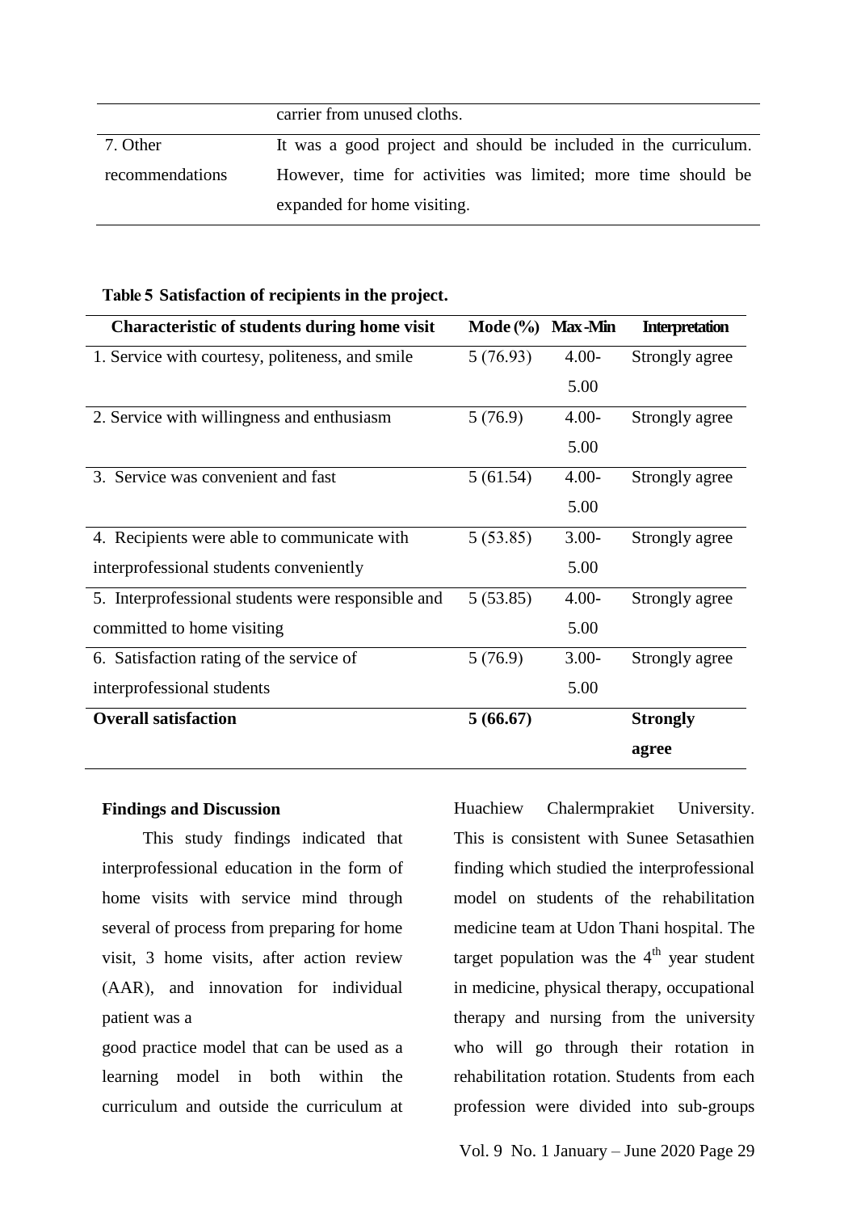| | carrier from unused cloths. |
|---|---|
| 7. Other recommendations | It was a good project and should be included in the curriculum. However, time for activities was limited; more time should be expanded for home visiting. |

**Table 5 Satisfaction of recipients in the project.**

| Characteristic of students during home visit | Mode (%) | Max-Min | Interpretation |
|---|---|---|---|
| 1. Service with courtesy, politeness, and smile | 5 (76.93) | 4.00-5.00 | Strongly agree |
| 2. Service with willingness and enthusiasm | 5 (76.9) | 4.00-5.00 | Strongly agree |
| 3. Service was convenient and fast | 5 (61.54) | 4.00-5.00 | Strongly agree |
| 4. Recipients were able to communicate with interprofessional students conveniently | 5 (53.85) | 3.00-5.00 | Strongly agree |
| 5. Interprofessional students were responsible and committed to home visiting | 5 (53.85) | 4.00-5.00 | Strongly agree |
| 6. Satisfaction rating of the service of interprofessional students | 5 (76.9) | 3.00-5.00 | Strongly agree |
| **Overall satisfaction** | **5 (66.67)** | | **Strongly agree** |

**Findings and Discussion**

This study findings indicated that interprofessional education in the form of home visits with service mind through several of process from preparing for home visit, 3 home visits, after action review (AAR), and innovation for individual patient was a good practice model that can be used as a learning model in both within the curriculum and outside the curriculum at Huachiew Chalermprakiet University. This is consistent with Sunee Setasathien finding which studied the interprofessional model on students of the rehabilitation medicine team at Udon Thani hospital. The target population was the 4th year student in medicine, physical therapy, occupational therapy and nursing from the university who will go through their rotation in rehabilitation rotation. Students from each profession were divided into sub-groups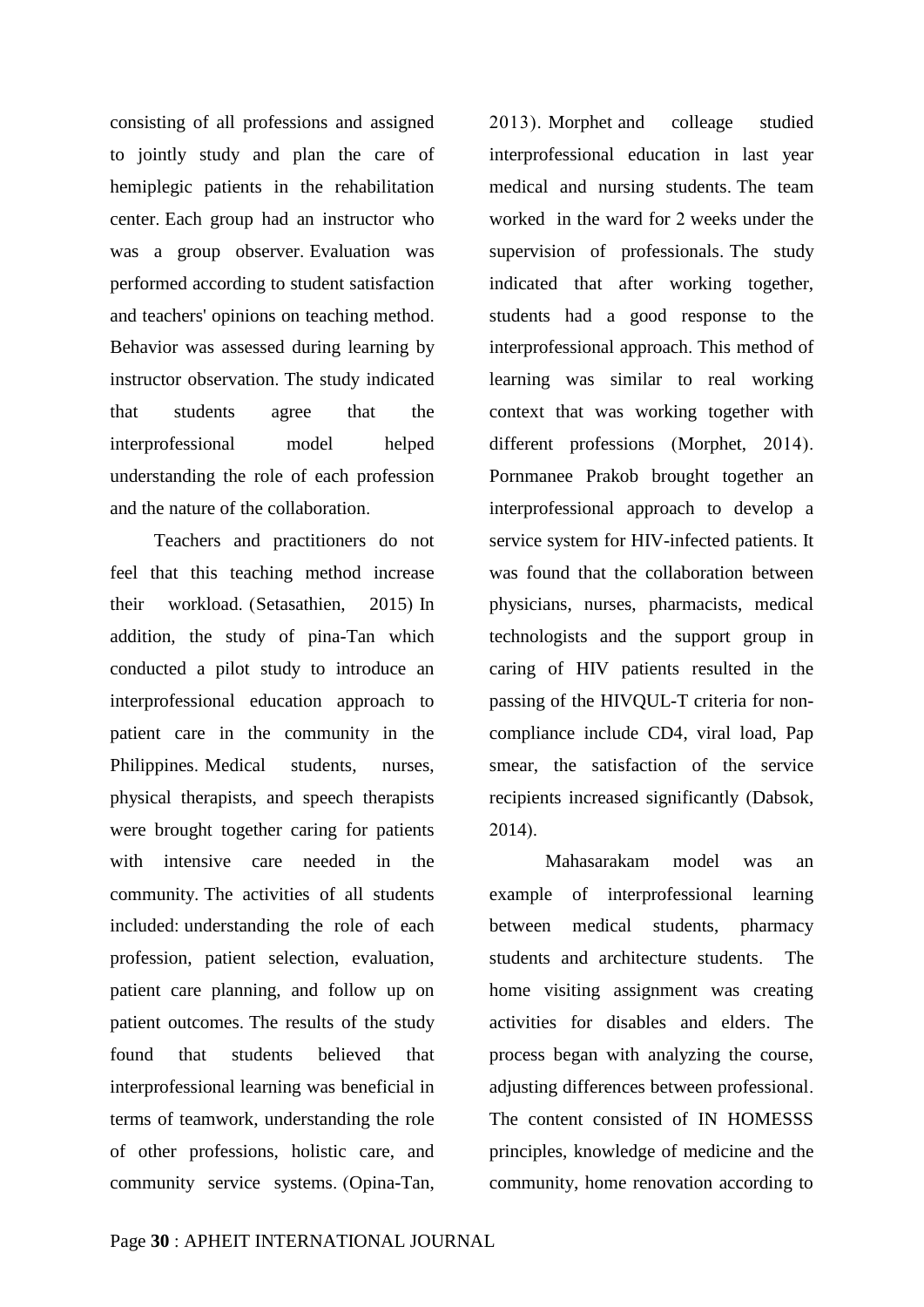consisting of all professions and assigned to jointly study and plan the care of hemiplegic patients in the rehabilitation center. Each group had an instructor who was a group observer. Evaluation was performed according to student satisfaction and teachers' opinions on teaching method. Behavior was assessed during learning by instructor observation. The study indicated that students agree that the interprofessional model helped understanding the role of each profession and the nature of the collaboration.

Teachers and practitioners do not feel that this teaching method increase their workload. (Setasathien, 2015) In addition, the study of pina-Tan which conducted a pilot study to introduce an interprofessional education approach to patient care in the community in the Philippines. Medical students, nurses, physical therapists, and speech therapists were brought together caring for patients with intensive care needed in the community. The activities of all students included: understanding the role of each profession, patient selection, evaluation, patient care planning, and follow up on patient outcomes. The results of the study found that students believed that interprofessional learning was beneficial in terms of teamwork, understanding the role of other professions, holistic care, and community service systems. (Opina-Tan, 2013). Morphet and colleage studied interprofessional education in last year medical and nursing students. The team worked in the ward for 2 weeks under the supervision of professionals. The study indicated that after working together, students had a good response to the interprofessional approach. This method of learning was similar to real working context that was working together with different professions (Morphet, 2014). Pornmanee Prakob brought together an interprofessional approach to develop a service system for HIV-infected patients. It was found that the collaboration between physicians, nurses, pharmacists, medical technologists and the support group in caring of HIV patients resulted in the passing of the HIVQUL-T criteria for non-compliance include CD4, viral load, Pap smear, the satisfaction of the service recipients increased significantly (Dabsok, 2014).

Mahasarakam model was an example of interprofessional learning between medical students, pharmacy students and architecture students. The home visiting assignment was creating activities for disables and elders. The process began with analyzing the course, adjusting differences between professional. The content consisted of IN HOMESSS principles, knowledge of medicine and the community, home renovation according to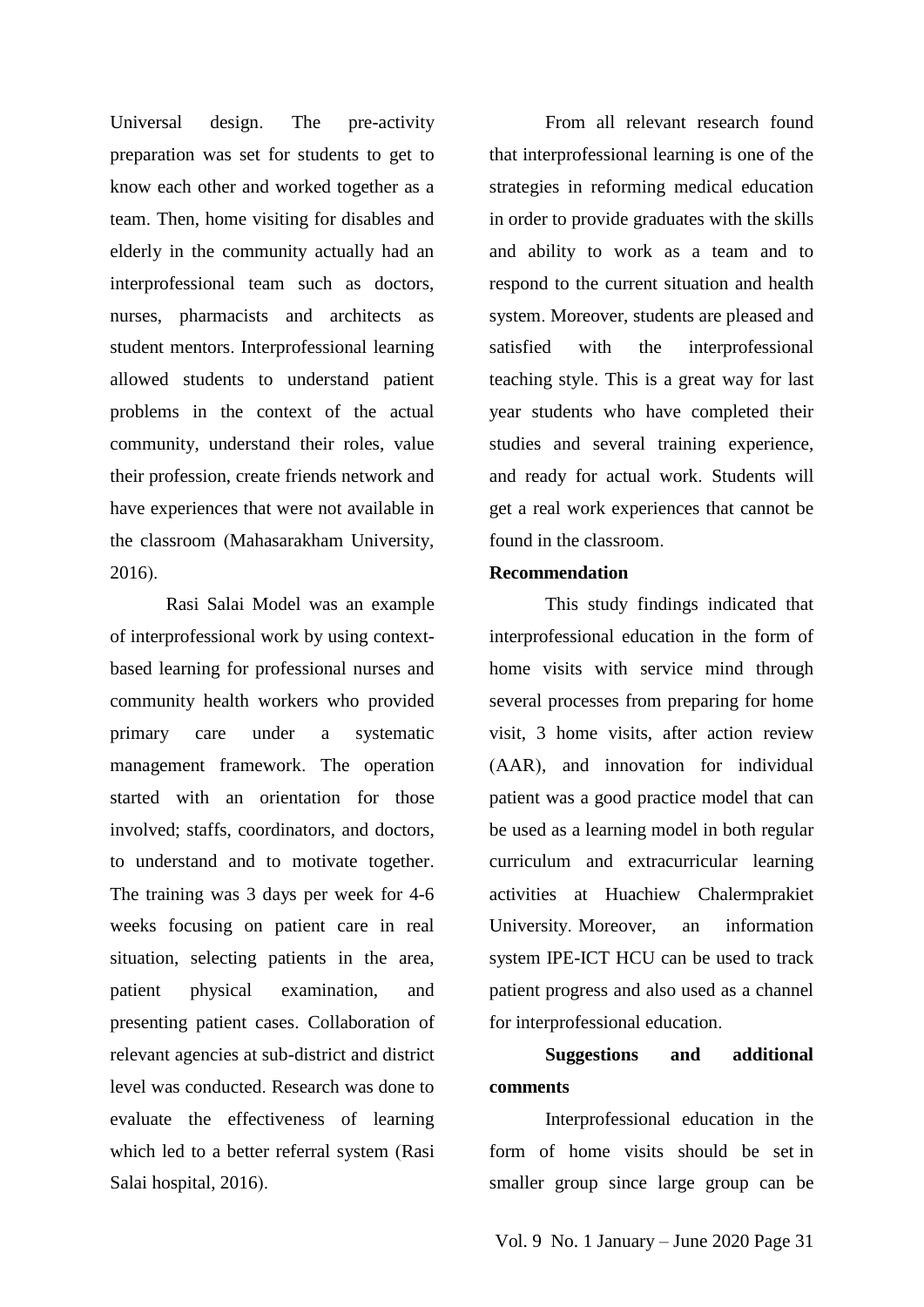Universal design. The pre-activity preparation was set for students to get to know each other and worked together as a team. Then, home visiting for disables and elderly in the community actually had an interprofessional team such as doctors, nurses, pharmacists and architects as student mentors. Interprofessional learning allowed students to understand patient problems in the context of the actual community, understand their roles, value their profession, create friends network and have experiences that were not available in the classroom (Mahasarakham University, 2016).

Rasi Salai Model was an example of interprofessional work by using context-based learning for professional nurses and community health workers who provided primary care under a systematic management framework. The operation started with an orientation for those involved; staffs, coordinators, and doctors, to understand and to motivate together. The training was 3 days per week for 4-6 weeks focusing on patient care in real situation, selecting patients in the area, patient physical examination, and presenting patient cases. Collaboration of relevant agencies at sub-district and district level was conducted. Research was done to evaluate the effectiveness of learning which led to a better referral system (Rasi Salai hospital, 2016).

From all relevant research found that interprofessional learning is one of the strategies in reforming medical education in order to provide graduates with the skills and ability to work as a team and to respond to the current situation and health system. Moreover, students are pleased and satisfied with the interprofessional teaching style. This is a great way for last year students who have completed their studies and several training experience, and ready for actual work. Students will get a real work experiences that cannot be found in the classroom.

**Recommendation**

This study findings indicated that interprofessional education in the form of home visits with service mind through several processes from preparing for home visit, 3 home visits, after action review (AAR), and innovation for individual patient was a good practice model that can be used as a learning model in both regular curriculum and extracurricular learning activities at Huachiew Chalermprakiet University. Moreover, an information system IPE-ICT HCU can be used to track patient progress and also used as a channel for interprofessional education.

**Suggestions and additional comments**

Interprofessional education in the form of home visits should be set in smaller group since large group can be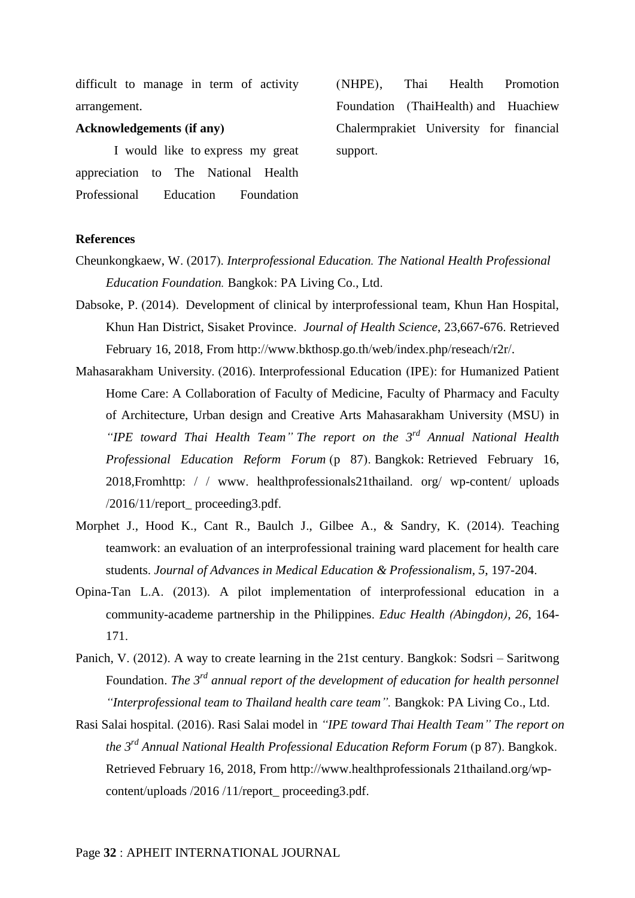difficult to manage in term of activity arrangement.

**Acknowledgements (if any)**

I would like to express my great appreciation to The National Health Professional Education Foundation (NHPE), Thai Health Promotion Foundation (ThaiHealth) and Huachiew Chalermprakiet University for financial support.

**References**

Cheunkongkaew, W. (2017). *Interprofessional Education. The National Health Professional Education Foundation.* Bangkok: PA Living Co., Ltd.

Dabsoke, P. (2014). Development of clinical by interprofessional team, Khun Han Hospital, Khun Han District, Sisaket Province. *Journal of Health Science*, 23,667-676. Retrieved February 16, 2018, From http://www.bkthosp.go.th/web/index.php/reseach/r2r/.

Mahasarakham University. (2016). Interprofessional Education (IPE): for Humanized Patient Home Care: A Collaboration of Faculty of Medicine, Faculty of Pharmacy and Faculty of Architecture, Urban design and Creative Arts Mahasarakham University (MSU) in *"IPE toward Thai Health Team" The report on the 3rd Annual National Health Professional Education Reform Forum* (p 87). Bangkok: Retrieved February 16, 2018,Fromhttp: / / www. healthprofessionals21thailand. org/ wp-content/ uploads /2016/11/report_ proceeding3.pdf.

Morphet J., Hood K., Cant R., Baulch J., Gilbee A., & Sandry, K. (2014). Teaching teamwork: an evaluation of an interprofessional training ward placement for health care students. *Journal of Advances in Medical Education & Professionalism, 5*, 197-204.

Opina-Tan L.A. (2013). A pilot implementation of interprofessional education in a community-academe partnership in the Philippines. *Educ Health (Abingdon), 26*, 164-171.

Panich, V. (2012). A way to create learning in the 21st century. Bangkok: Sodsri – Saritwong Foundation. *The 3rd annual report of the development of education for health personnel "Interprofessional team to Thailand health care team".* Bangkok: PA Living Co., Ltd.

Rasi Salai hospital. (2016). Rasi Salai model in *"IPE toward Thai Health Team" The report on the 3rd Annual National Health Professional Education Reform Forum* (p 87). Bangkok. Retrieved February 16, 2018, From http://www.healthprofessionals 21thailand.org/wp-content/uploads /2016 /11/report_ proceeding3.pdf.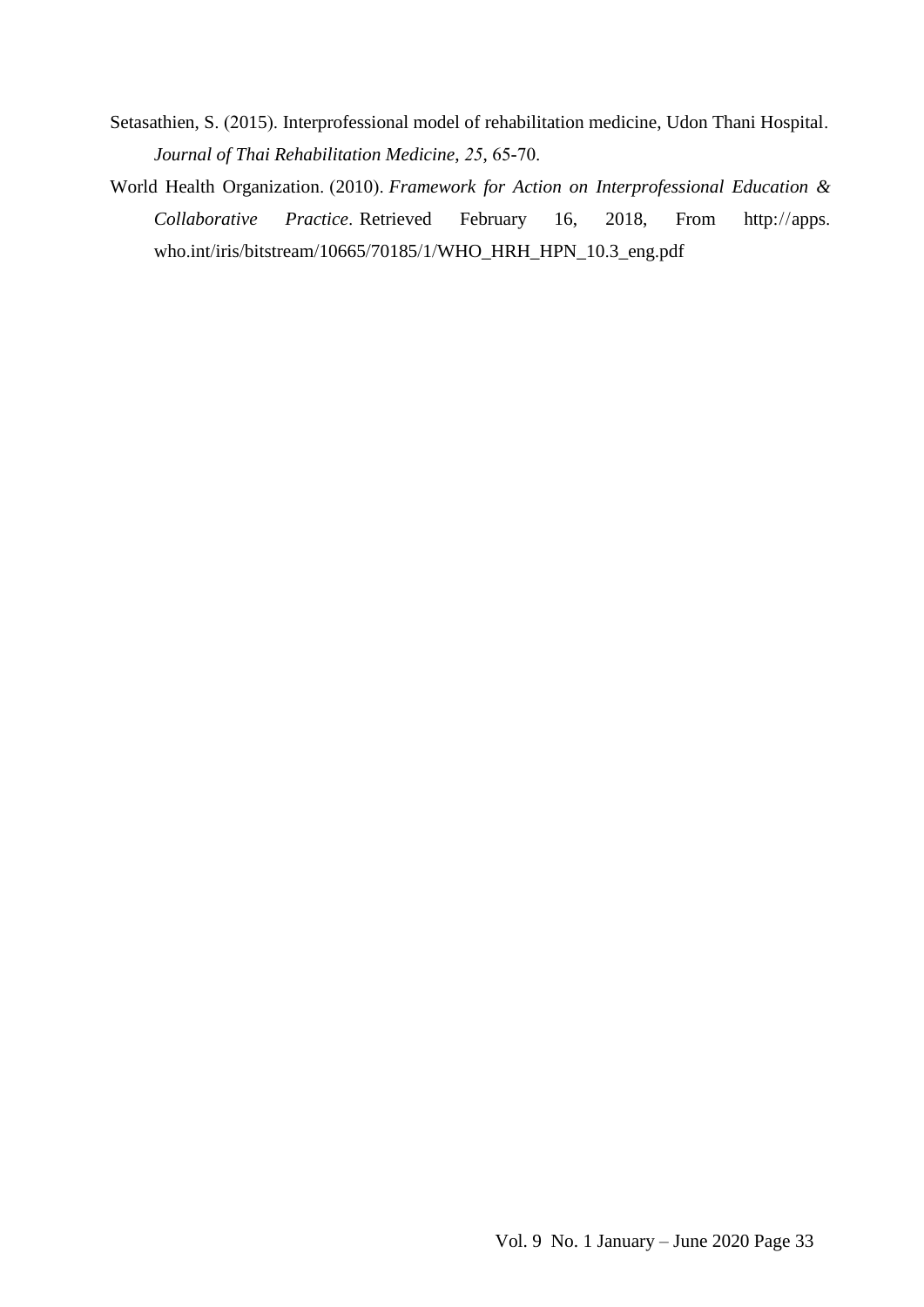Setasathien, S. (2015). Interprofessional model of rehabilitation medicine, Udon Thani Hospital. *Journal of Thai Rehabilitation Medicine*, *25*, 65-70.

World Health Organization. (2010). *Framework for Action on Interprofessional Education & Collaborative Practice*. Retrieved February 16, 2018, From http://apps.who.int/iris/bitstream/10665/70185/1/WHO_HRH_HPN_10.3_eng.pdf